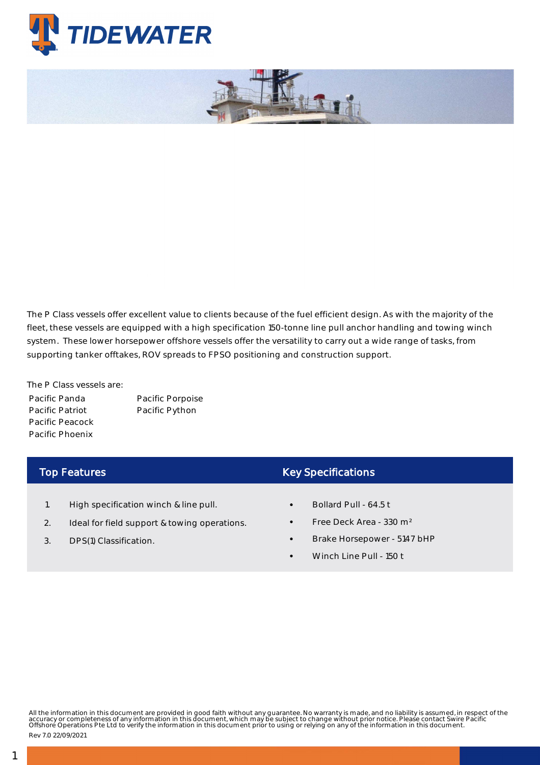TIDEWATER

The P Class vessels offer excellent value to clients because of the fuel efficient design. As with the majority of the fleet, these vessels are equipped with a high specification 150-tonne line pull anchor handling and towing winch system. These lower horsepower offshore vessels offer the versatility to carry out a wide range of tasks, from supporting tanker offtakes, ROV spreads to FPSO positioning and construction support.

The P Class vessels are:

- Pacific Panda
- Pacific Patriot
- Pacific Peacock
- Pacific Phoenix
- Pacific Porpoise
- Pacific Python

## Top Features

1. High specification winch & line pull.
2. Ideal for field support & towing operations.
3. DPS(1) Classification.

## Key Specifications

- Bollard Pull - 64.5 t
- Free Deck Area - 330 $m^2$
- Brake Horsepower - 5147 bHP
- Winch Line Pull - 150 t

All the information in this document are provided in good faith without any guarantee. No warranty is made, and no liability is assumed, in respect of the accuracy or completeness of any information in this document, which may be subject to change without prior notice. Please contact Swire Pacific Offshore Operations Pte Ltd to verify the information in this document prior to using or relying on any of the information in this document.

Rev 7.0 22/09/2021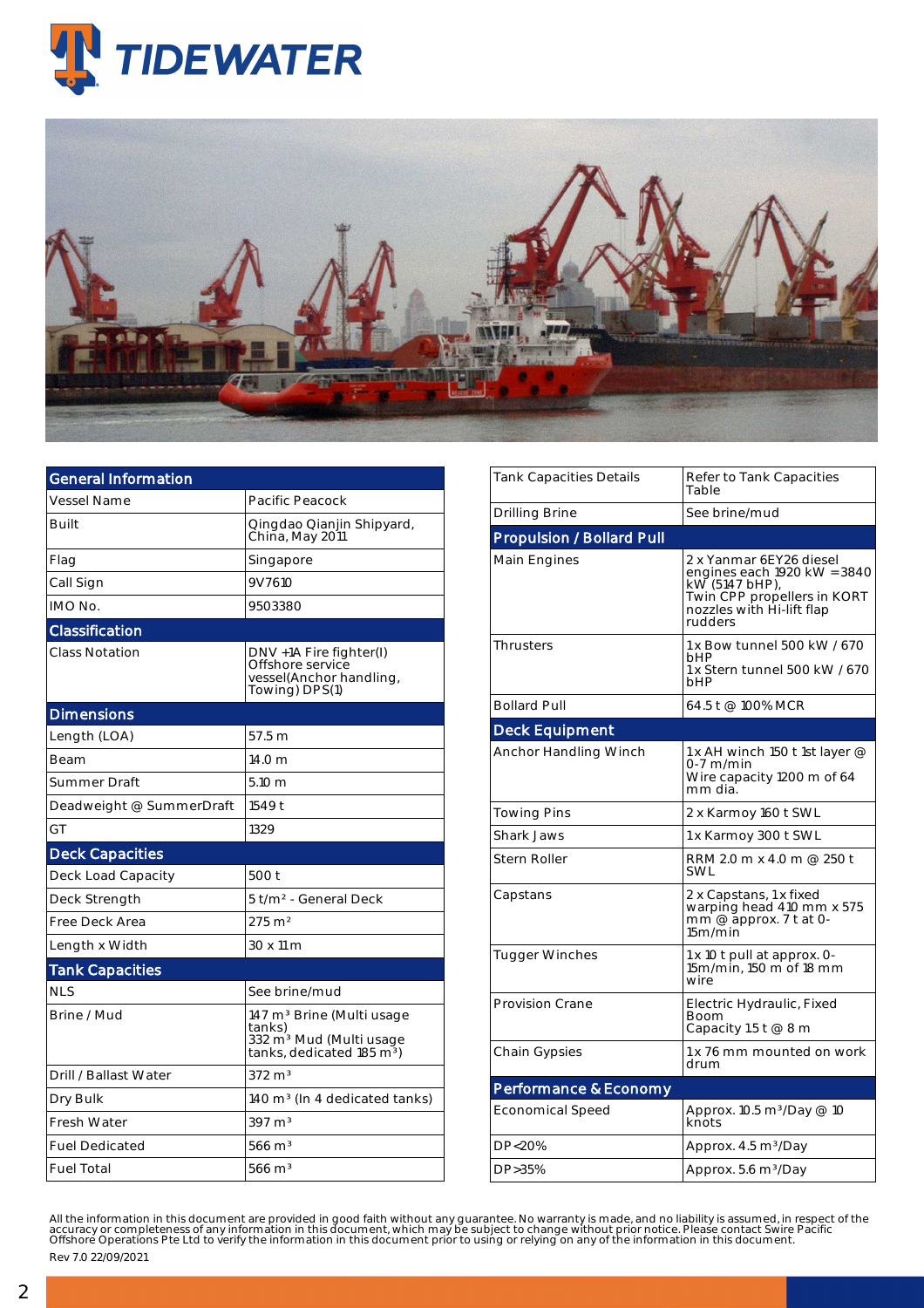| General Information | |
|---|---|
| Vessel Name | Pacific Peacock |
| Built | Qingdao Qianjin Shipyard, China, May 2011 |
| Flag | Singapore |
| Call Sign | 9V7610 |
| IMO No. | 9503380 |
| **Classification** | |
| Class Notation | DNV +1A Fire fighter(I) Offshore service vessel(Anchor handling, Towing) DPS(1) |
| **Dimensions** | |
| Length (LOA) | 57.5 m |
| Beam | 14.0 m |
| Summer Draft | 5.10 m |
| Deadweight @ SummerDraft | 1549 t |
| GT | 1329 |
| **Deck Capacities** | |
| Deck Load Capacity | 500 t |
| Deck Strength | 5 t/m² - General Deck |
| Free Deck Area | 275 m² |
| Length x Width | 30 x 11 m |
| **Tank Capacities** | |
| NLS | See brine/mud |
| Brine / Mud | 147 m³ Brine (Multi usage tanks) 332 m³ Mud (Multi usage tanks, dedicated 185 m³) |
| Drill / Ballast Water | 372 m³ |
| Dry Bulk | 140 m³ (In 4 dedicated tanks) |
| Fresh Water | 397 m³ |
| Fuel Dedicated | 566 m³ |
| Fuel Total | 566 m³ |

| | |
|---|---|
| Tank Capacities Details | Refer to Tank Capacities Table |
| Drilling Brine | See brine/mud |
| **Propulsion / Bollard Pull** | |
| Main Engines | 2 x Yanmar 6EY26 diesel engines each 1920 kW =3840 kW (5147 bHP), Twin CPP propellers in KORT nozzles with Hi-lift flap rudders |
| Thrusters | 1 x Bow tunnel 500 kW / 670 bHP 1 x Stern tunnel 500 kW / 670 bHP |
| Bollard Pull | 64.5 t @ 100% MCR |
| **Deck Equipment** | |
| Anchor Handling Winch | 1 x AH winch 150 t 1st layer @ 0-7 m/min Wire capacity 1200 m of 64 mm dia. |
| Towing Pins | 2 x Karmoy 160 t SWL |
| Shark Jaws | 1 x Karmoy 300 t SWL |
| Stern Roller | RRM 2.0 m x 4.0 m @ 250 t SWL |
| Capstans | 2 x Capstans, 1 x fixed warping head 410 mm x 575 mm @ approx. 7 t at 0-15m/min |
| Tugger Winches | 1 x 10 t pull at approx. 0-15m/min, 150 m of 18 mm wire |
| Provision Crane | Electric Hydraulic, Fixed Boom Capacity 1.5 t @ 8 m |
| Chain Gypsies | 1 x 76 mm mounted on work drum |
| **Performance & Economy** | |
| Economical Speed | Approx. 10.5 m³/Day @ 10 knots |
| DP<20% | Approx. 4.5 m³/Day |
| DP>35% | Approx. 5.6 m³/Day |

All the information in this document are provided in good faith without any guarantee. No warranty is made, and no liability is assumed, in respect of the accuracy or completeness of any information in this document, which may be subject to change without prior notice. Please contact Swire Pacific Offshore Operations Pte Ltd to verify the information in this document prior to using or relying on any of the information in this document.

Rev 7.0 22/09/2021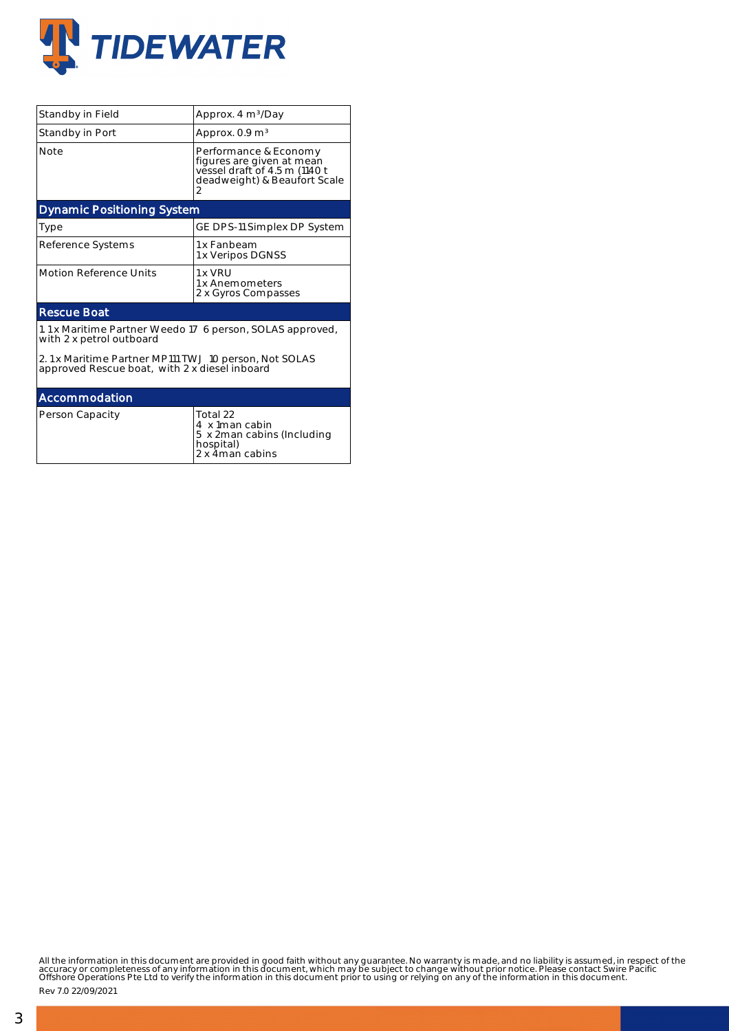| | |
|---|---|
| Standby in Field | Approx. 4 m³/Day |
| Standby in Port | Approx. 0.9 m³ |
| Note | Performance & Economy figures are given at mean vessel draft of 4.5 m (1140 t deadweight) & Beaufort Scale 2 |

## Dynamic Positioning System

| | |
|---|---|
| Type | GE DPS-11 Simplex DP System |
| Reference Systems | 1x Fanbeam<br>1x Veripos DGNSS |
| Motion Reference Units | 1x VRU<br>1x Anemometers<br>2 x Gyros Compasses |

## Rescue Boat

1. 1x Maritime Partner Weedo 17 6 person, SOLAS approved, with 2 x petrol outboard

2. 1x Maritime Partner MP111 TWJ 10 person, Not SOLAS approved Rescue boat, with 2 x diesel inboard

## Accommodation

| | |
|---|---|
| Person Capacity | Total 22<br>4 x 1man cabin<br>5 x 2man cabins (Including hospital)<br>2 x 4man cabins |

All the information in this document are provided in good faith without any guarantee. No warranty is made, and no liability is assumed, in respect of the accuracy or completeness of any information in this document, which may be subject to change without prior notice. Please contact Swire Pacific Offshore Operations Pte Ltd to verify the information in this document prior to using or relying on any of the information in this document.

Rev 7.0 22/09/2021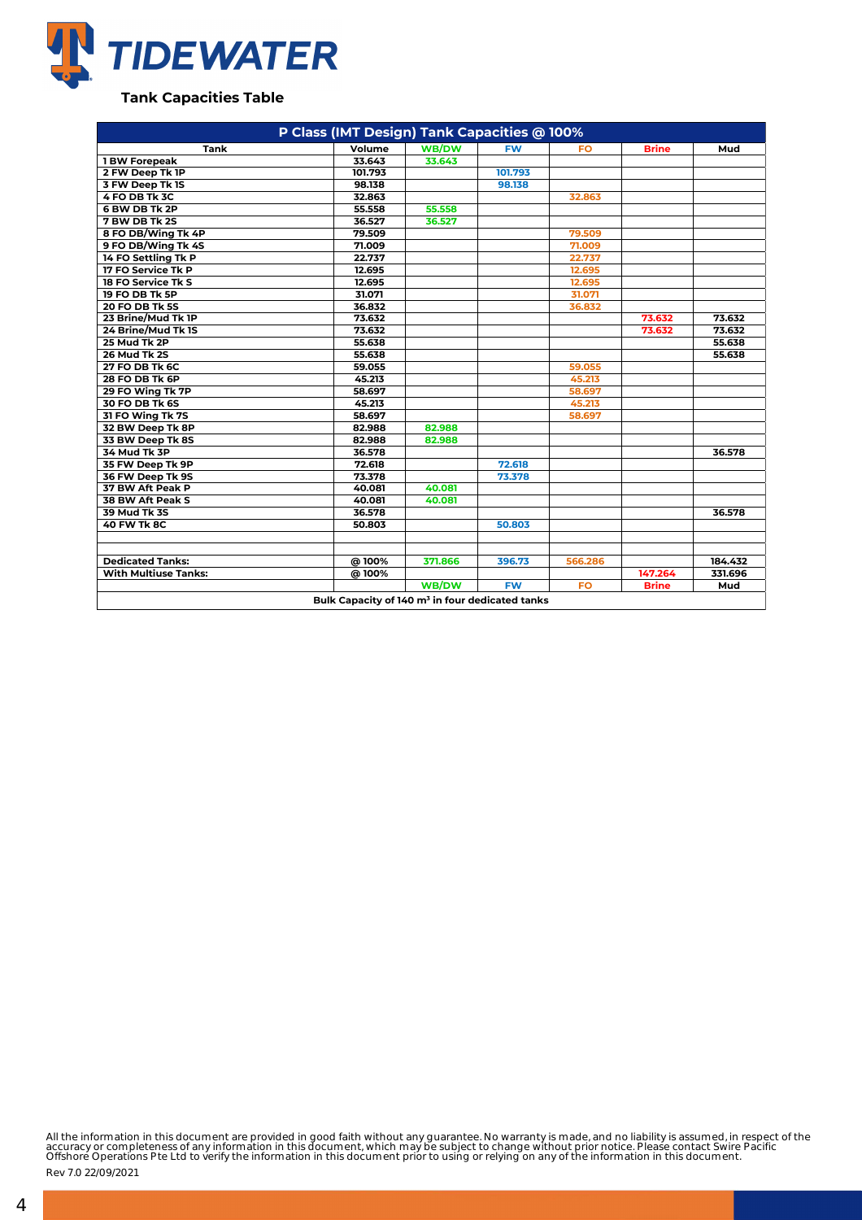TIDEWATER

**Tank Capacities Table**

| P Class (IMT Design) Tank Capacities @ 100% | | | | | | |
|---|---|---|---|---|---|---|
| Tank | Volume | WB/DW | FW | FO | Brine | Mud |
| 1 BW Forepeak | 33.643 | 33.643 | | | | |
| 2 FW Deep Tk 1P | 101.793 | | 101.793 | | | |
| 3 FW Deep Tk 1S | 98.138 | | 98.138 | | | |
| 4 FO DB Tk 3C | 32.863 | | | 32.863 | | |
| 6 BW DB Tk 2P | 55.558 | 55.558 | | | | |
| 7 BW DB Tk 2S | 36.527 | 36.527 | | | | |
| 8 FO DB/Wing Tk 4P | 79.509 | | | 79.509 | | |
| 9 FO DB/Wing Tk 4S | 71.009 | | | 71.009 | | |
| 14 FO Settling Tk P | 22.737 | | | 22.737 | | |
| 17 FO Service Tk P | 12.695 | | | 12.695 | | |
| 18 FO Service Tk S | 12.695 | | | 12.695 | | |
| 19 FO DB Tk 5P | 31.071 | | | 31.071 | | |
| 20 FO DB Tk 5S | 36.832 | | | 36.832 | | |
| 23 Brine/Mud Tk 1P | 73.632 | | | | 73.632 | 73.632 |
| 24 Brine/Mud Tk 1S | 73.632 | | | | 73.632 | 73.632 |
| 25 Mud Tk 2P | 55.638 | | | | | 55.638 |
| 26 Mud Tk 2S | 55.638 | | | | | 55.638 |
| 27 FO DB Tk 6C | 59.055 | | | 59.055 | | |
| 28 FO DB Tk 6P | 45.213 | | | 45.213 | | |
| 29 FO Wing Tk 7P | 58.697 | | | 58.697 | | |
| 30 FO DB Tk 6S | 45.213 | | | 45.213 | | |
| 31 FO Wing Tk 7S | 58.697 | | | 58.697 | | |
| 32 BW Deep Tk 8P | 82.988 | 82.988 | | | | |
| 33 BW Deep Tk 8S | 82.988 | 82.988 | | | | |
| 34 Mud Tk 3P | 36.578 | | | | | 36.578 |
| 35 FW Deep Tk 9P | 72.618 | | 72.618 | | | |
| 36 FW Deep Tk 9S | 73.378 | | 73.378 | | | |
| 37 BW Aft Peak P | 40.081 | 40.081 | | | | |
| 38 BW Aft Peak S | 40.081 | 40.081 | | | | |
| 39 Mud Tk 3S | 36.578 | | | | | 36.578 |
| 40 FW Tk 8C | 50.803 | | 50.803 | | | |
| | | | | | | |
| | | | | | | |
| Dedicated Tanks: | @ 100% | 371.866 | 396.73 | 566.286 | | 184.432 |
| With Multiuse Tanks: | @ 100% | | | | 147.264 | 331.696 |
| | | WB/DW | FW | FO | Brine | Mud |
| Bulk Capacity of 140 m³ in four dedicated tanks | | | | | | |

All the information in this document are provided in good faith without any guarantee. No warranty is made, and no liability is assumed, in respect of the accuracy or completeness of any information in this document, which may be subject to change without prior notice. Please contact Swire Pacific Offshore Operations Pte Ltd to verify the information in this document prior to using or relying on any of the information in this document.

Rev 7.0 22/09/2021